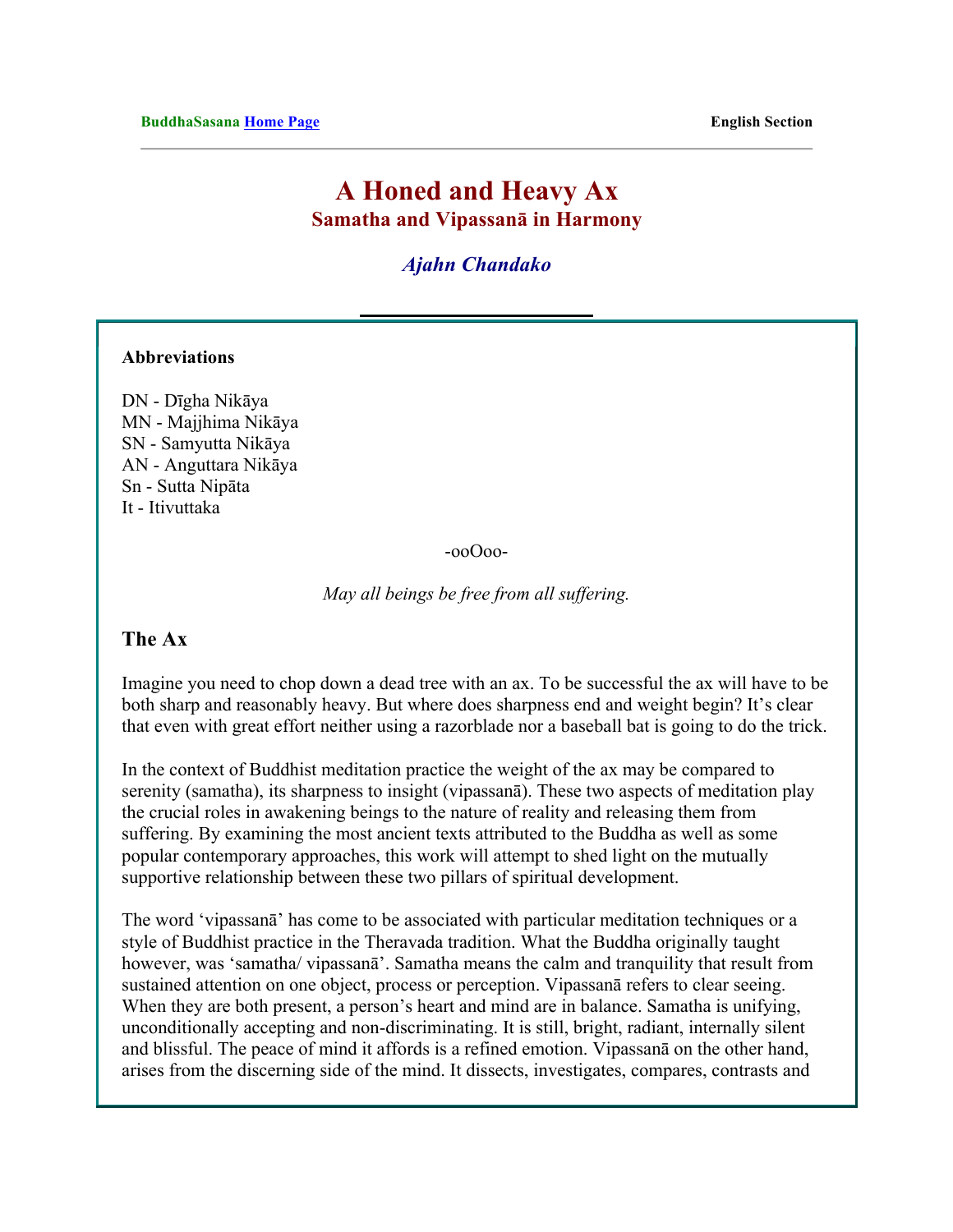BuddhaSasana Home Page — English Section

# A Honed and Heavy Ax

## Samatha and Vipassanā in Harmony

### *Ajahn Chandako*

---

**Abbreviations**

DN - Dīgha Nikāya
MN - Majjhima Nikāya
SN - Samyutta Nikāya
AN - Anguttara Nikāya
Sn - Sutta Nipāta
It - Itivuttaka

-ooOoo-

*May all beings be free from all suffering.*

## The Ax

Imagine you need to chop down a dead tree with an ax. To be successful the ax will have to be both sharp and reasonably heavy. But where does sharpness end and weight begin? It's clear that even with great effort neither using a razorblade nor a baseball bat is going to do the trick.

In the context of Buddhist meditation practice the weight of the ax may be compared to serenity (samatha), its sharpness to insight (vipassanā). These two aspects of meditation play the crucial roles in awakening beings to the nature of reality and releasing them from suffering. By examining the most ancient texts attributed to the Buddha as well as some popular contemporary approaches, this work will attempt to shed light on the mutually supportive relationship between these two pillars of spiritual development.

The word 'vipassanā' has come to be associated with particular meditation techniques or a style of Buddhist practice in the Theravada tradition. What the Buddha originally taught however, was 'samatha/ vipassanā'. Samatha means the calm and tranquility that result from sustained attention on one object, process or perception. Vipassanā refers to clear seeing. When they are both present, a person's heart and mind are in balance. Samatha is unifying, unconditionally accepting and non-discriminating. It is still, bright, radiant, internally silent and blissful. The peace of mind it affords is a refined emotion. Vipassanā on the other hand, arises from the discerning side of the mind. It dissects, investigates, compares, contrasts and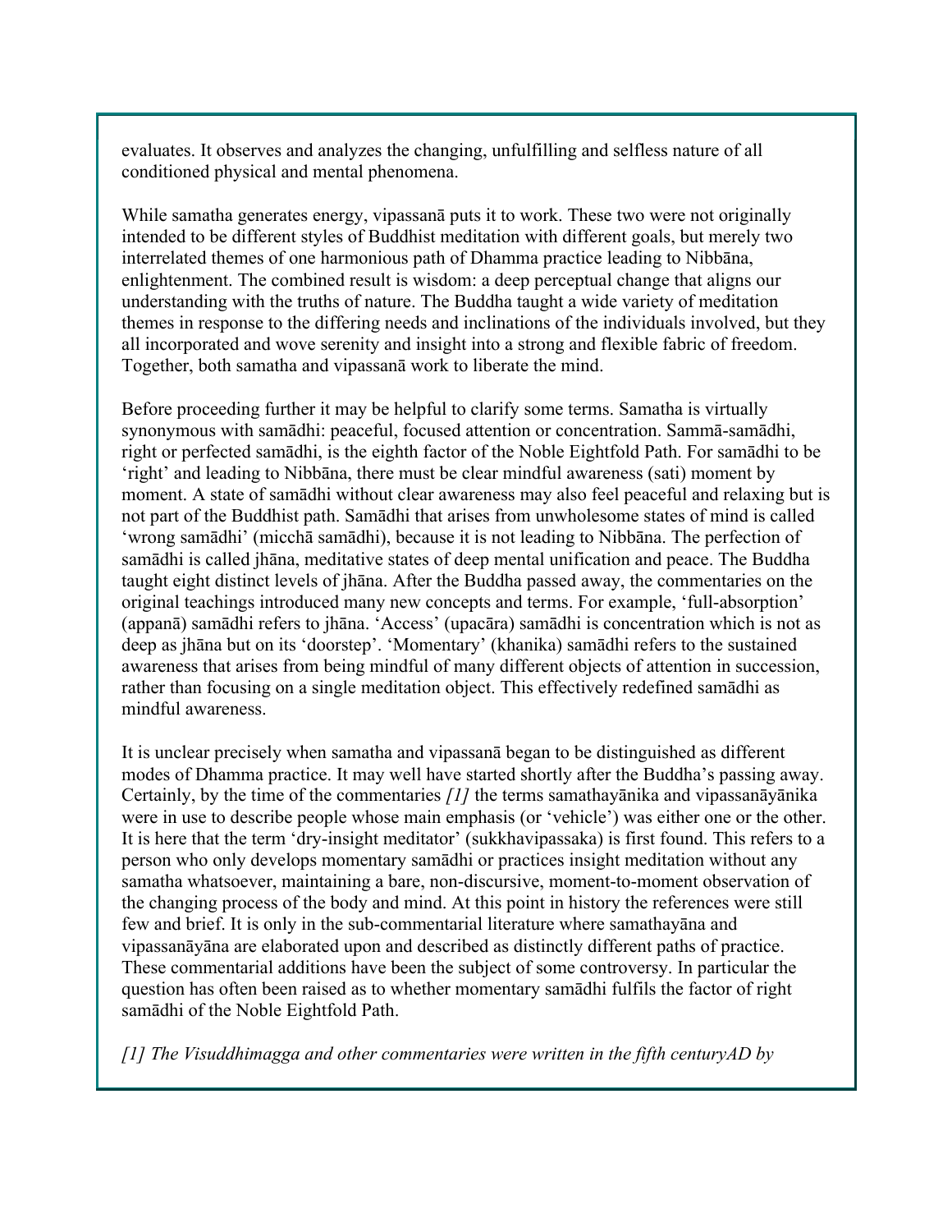evaluates. It observes and analyzes the changing, unfulfilling and selfless nature of all conditioned physical and mental phenomena.

While samatha generates energy, vipassanā puts it to work. These two were not originally intended to be different styles of Buddhist meditation with different goals, but merely two interrelated themes of one harmonious path of Dhamma practice leading to Nibbāna, enlightenment. The combined result is wisdom: a deep perceptual change that aligns our understanding with the truths of nature. The Buddha taught a wide variety of meditation themes in response to the differing needs and inclinations of the individuals involved, but they all incorporated and wove serenity and insight into a strong and flexible fabric of freedom. Together, both samatha and vipassanā work to liberate the mind.

Before proceeding further it may be helpful to clarify some terms. Samatha is virtually synonymous with samādhi: peaceful, focused attention or concentration. Sammā-samādhi, right or perfected samādhi, is the eighth factor of the Noble Eightfold Path. For samādhi to be 'right' and leading to Nibbāna, there must be clear mindful awareness (sati) moment by moment. A state of samādhi without clear awareness may also feel peaceful and relaxing but is not part of the Buddhist path. Samādhi that arises from unwholesome states of mind is called 'wrong samādhi' (micchā samādhi), because it is not leading to Nibbāna. The perfection of samādhi is called jhāna, meditative states of deep mental unification and peace. The Buddha taught eight distinct levels of jhāna. After the Buddha passed away, the commentaries on the original teachings introduced many new concepts and terms. For example, 'full-absorption' (appanā) samādhi refers to jhāna. 'Access' (upacāra) samādhi is concentration which is not as deep as jhāna but on its 'doorstep'. 'Momentary' (khanika) samādhi refers to the sustained awareness that arises from being mindful of many different objects of attention in succession, rather than focusing on a single meditation object. This effectively redefined samādhi as mindful awareness.

It is unclear precisely when samatha and vipassanā began to be distinguished as different modes of Dhamma practice. It may well have started shortly after the Buddha's passing away. Certainly, by the time of the commentaries *[1]* the terms samathayānika and vipassanāyānika were in use to describe people whose main emphasis (or 'vehicle') was either one or the other. It is here that the term 'dry-insight meditator' (sukkhavipassaka) is first found. This refers to a person who only develops momentary samādhi or practices insight meditation without any samatha whatsoever, maintaining a bare, non-discursive, moment-to-moment observation of the changing process of the body and mind. At this point in history the references were still few and brief. It is only in the sub-commentarial literature where samathayāna and vipassanāyāna are elaborated upon and described as distinctly different paths of practice. These commentarial additions have been the subject of some controversy. In particular the question has often been raised as to whether momentary samādhi fulfils the factor of right samādhi of the Noble Eightfold Path.

*[1] The Visuddhimagga and other commentaries were written in the fifth centuryAD by*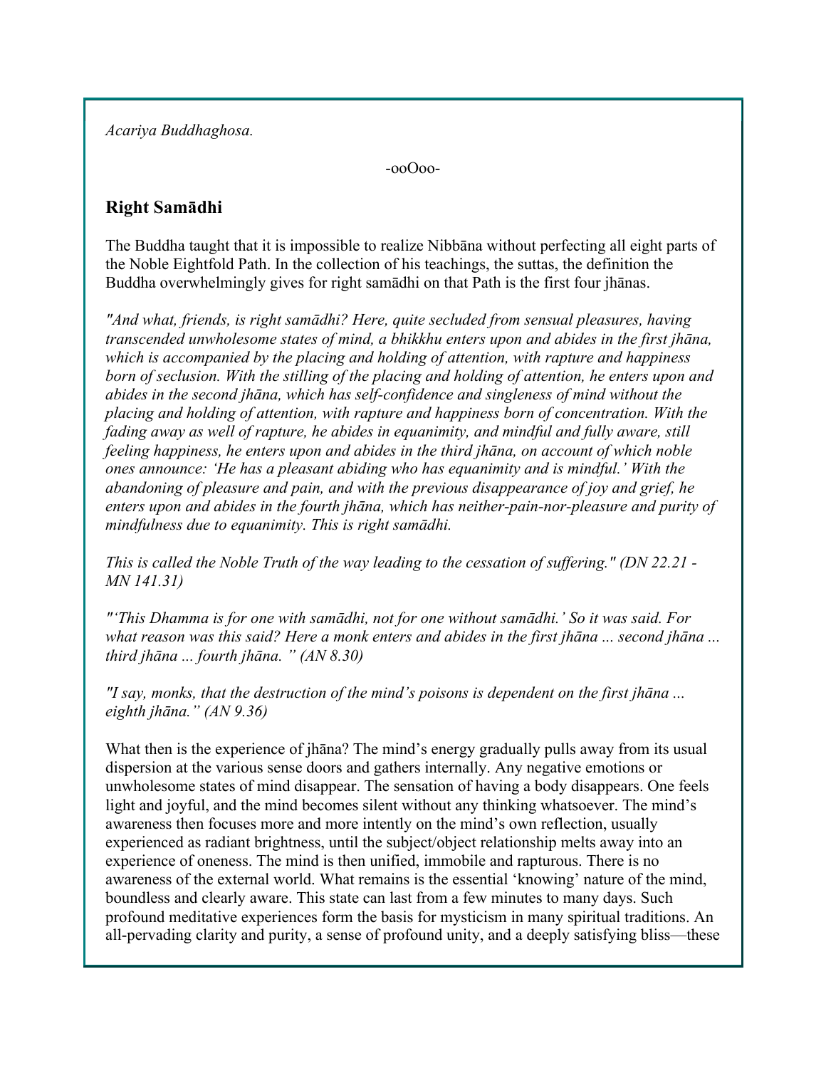*Acariya Buddhaghosa.*

-ooOoo-

## Right Samādhi

The Buddha taught that it is impossible to realize Nibbāna without perfecting all eight parts of the Noble Eightfold Path. In the collection of his teachings, the suttas, the definition the Buddha overwhelmingly gives for right samādhi on that Path is the first four jhānas.

*"And what, friends, is right samādhi? Here, quite secluded from sensual pleasures, having transcended unwholesome states of mind, a bhikkhu enters upon and abides in the first jhāna, which is accompanied by the placing and holding of attention, with rapture and happiness born of seclusion. With the stilling of the placing and holding of attention, he enters upon and abides in the second jhāna, which has self-confidence and singleness of mind without the placing and holding of attention, with rapture and happiness born of concentration. With the fading away as well of rapture, he abides in equanimity, and mindful and fully aware, still feeling happiness, he enters upon and abides in the third jhāna, on account of which noble ones announce: 'He has a pleasant abiding who has equanimity and is mindful.' With the abandoning of pleasure and pain, and with the previous disappearance of joy and grief, he enters upon and abides in the fourth jhāna, which has neither-pain-nor-pleasure and purity of mindfulness due to equanimity. This is right samādhi.*

*This is called the Noble Truth of the way leading to the cessation of suffering." (DN 22.21 - MN 141.31)*

*"'This Dhamma is for one with samādhi, not for one without samādhi.' So it was said. For what reason was this said? Here a monk enters and abides in the first jhāna ... second jhāna ... third jhāna ... fourth jhāna. " (AN 8.30)*

*"I say, monks, that the destruction of the mind's poisons is dependent on the first jhāna ... eighth jhāna." (AN 9.36)*

What then is the experience of jhāna? The mind's energy gradually pulls away from its usual dispersion at the various sense doors and gathers internally. Any negative emotions or unwholesome states of mind disappear. The sensation of having a body disappears. One feels light and joyful, and the mind becomes silent without any thinking whatsoever. The mind's awareness then focuses more and more intently on the mind's own reflection, usually experienced as radiant brightness, until the subject/object relationship melts away into an experience of oneness. The mind is then unified, immobile and rapturous. There is no awareness of the external world. What remains is the essential 'knowing' nature of the mind, boundless and clearly aware. This state can last from a few minutes to many days. Such profound meditative experiences form the basis for mysticism in many spiritual traditions. An all-pervading clarity and purity, a sense of profound unity, and a deeply satisfying bliss—these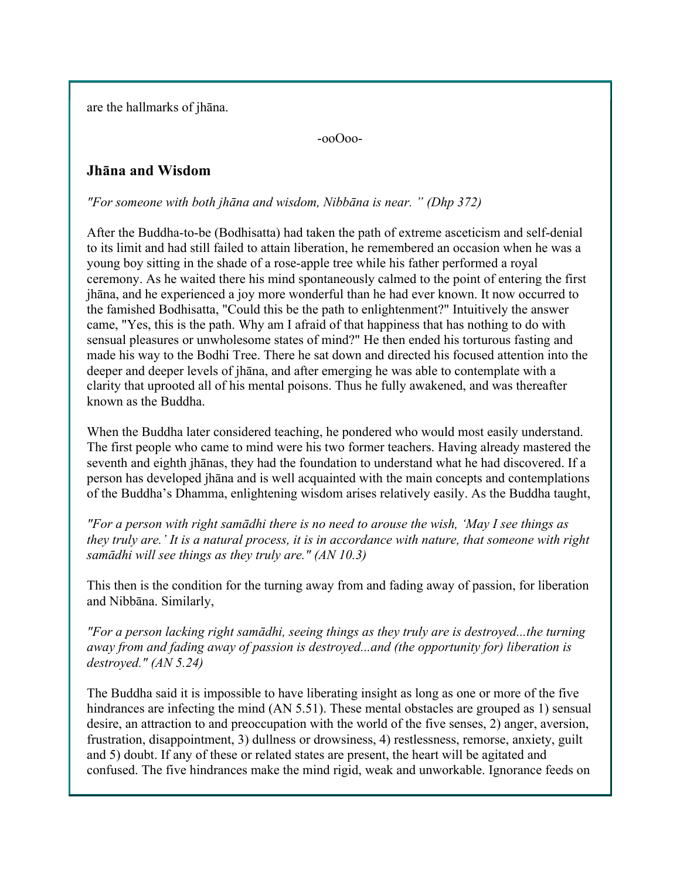are the hallmarks of jhāna.

-ooOoo-

## Jhāna and Wisdom

*"For someone with both jhāna and wisdom, Nibbāna is near. " (Dhp 372)*

After the Buddha-to-be (Bodhisatta) had taken the path of extreme asceticism and self-denial to its limit and had still failed to attain liberation, he remembered an occasion when he was a young boy sitting in the shade of a rose-apple tree while his father performed a royal ceremony. As he waited there his mind spontaneously calmed to the point of entering the first jhāna, and he experienced a joy more wonderful than he had ever known. It now occurred to the famished Bodhisatta, "Could this be the path to enlightenment?" Intuitively the answer came, "Yes, this is the path. Why am I afraid of that happiness that has nothing to do with sensual pleasures or unwholesome states of mind?" He then ended his torturous fasting and made his way to the Bodhi Tree. There he sat down and directed his focused attention into the deeper and deeper levels of jhāna, and after emerging he was able to contemplate with a clarity that uprooted all of his mental poisons. Thus he fully awakened, and was thereafter known as the Buddha.

When the Buddha later considered teaching, he pondered who would most easily understand. The first people who came to mind were his two former teachers. Having already mastered the seventh and eighth jhānas, they had the foundation to understand what he had discovered. If a person has developed jhāna and is well acquainted with the main concepts and contemplations of the Buddha's Dhamma, enlightening wisdom arises relatively easily. As the Buddha taught,

*"For a person with right samādhi there is no need to arouse the wish, 'May I see things as they truly are.' It is a natural process, it is in accordance with nature, that someone with right samādhi will see things as they truly are." (AN 10.3)*

This then is the condition for the turning away from and fading away of passion, for liberation and Nibbāna. Similarly,

*"For a person lacking right samādhi, seeing things as they truly are is destroyed...the turning away from and fading away of passion is destroyed...and (the opportunity for) liberation is destroyed." (AN 5.24)*

The Buddha said it is impossible to have liberating insight as long as one or more of the five hindrances are infecting the mind (AN 5.51). These mental obstacles are grouped as 1) sensual desire, an attraction to and preoccupation with the world of the five senses, 2) anger, aversion, frustration, disappointment, 3) dullness or drowsiness, 4) restlessness, remorse, anxiety, guilt and 5) doubt. If any of these or related states are present, the heart will be agitated and confused. The five hindrances make the mind rigid, weak and unworkable. Ignorance feeds on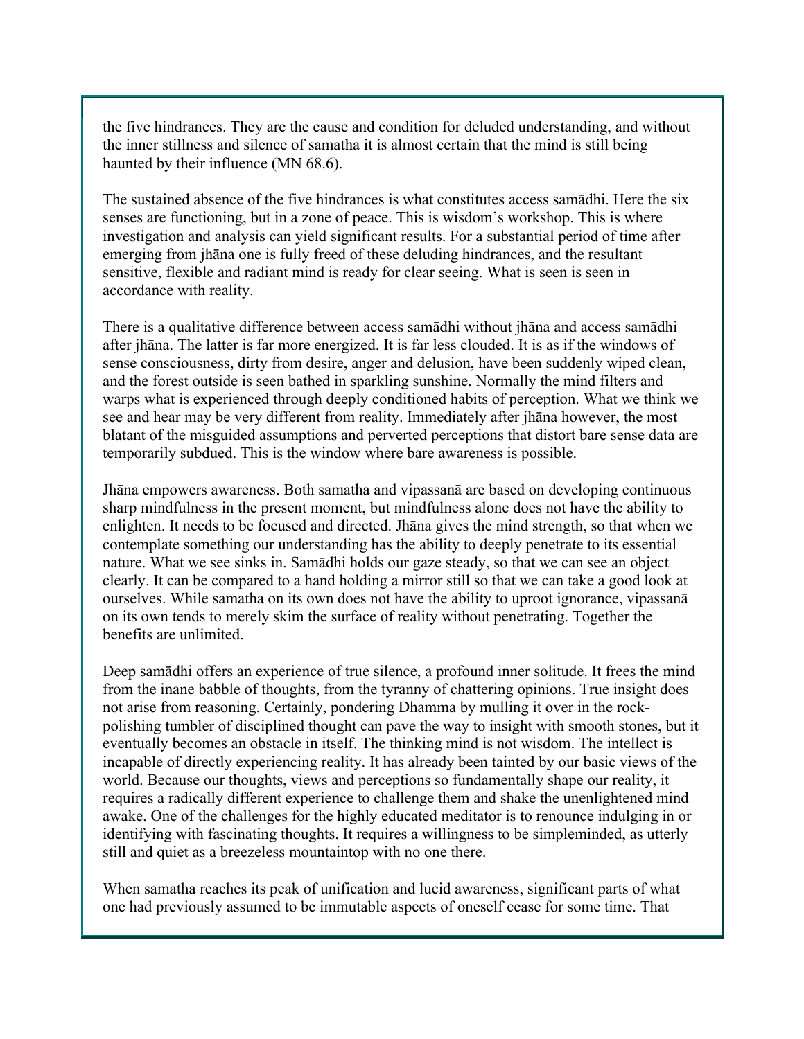the five hindrances. They are the cause and condition for deluded understanding, and without the inner stillness and silence of samatha it is almost certain that the mind is still being haunted by their influence (MN 68.6).

The sustained absence of the five hindrances is what constitutes access samādhi. Here the six senses are functioning, but in a zone of peace. This is wisdom's workshop. This is where investigation and analysis can yield significant results. For a substantial period of time after emerging from jhāna one is fully freed of these deluding hindrances, and the resultant sensitive, flexible and radiant mind is ready for clear seeing. What is seen is seen in accordance with reality.

There is a qualitative difference between access samādhi without jhāna and access samādhi after jhāna. The latter is far more energized. It is far less clouded. It is as if the windows of sense consciousness, dirty from desire, anger and delusion, have been suddenly wiped clean, and the forest outside is seen bathed in sparkling sunshine. Normally the mind filters and warps what is experienced through deeply conditioned habits of perception. What we think we see and hear may be very different from reality. Immediately after jhāna however, the most blatant of the misguided assumptions and perverted perceptions that distort bare sense data are temporarily subdued. This is the window where bare awareness is possible.

Jhāna empowers awareness. Both samatha and vipassanā are based on developing continuous sharp mindfulness in the present moment, but mindfulness alone does not have the ability to enlighten. It needs to be focused and directed. Jhāna gives the mind strength, so that when we contemplate something our understanding has the ability to deeply penetrate to its essential nature. What we see sinks in. Samādhi holds our gaze steady, so that we can see an object clearly. It can be compared to a hand holding a mirror still so that we can take a good look at ourselves. While samatha on its own does not have the ability to uproot ignorance, vipassanā on its own tends to merely skim the surface of reality without penetrating. Together the benefits are unlimited.

Deep samādhi offers an experience of true silence, a profound inner solitude. It frees the mind from the inane babble of thoughts, from the tyranny of chattering opinions. True insight does not arise from reasoning. Certainly, pondering Dhamma by mulling it over in the rock-polishing tumbler of disciplined thought can pave the way to insight with smooth stones, but it eventually becomes an obstacle in itself. The thinking mind is not wisdom. The intellect is incapable of directly experiencing reality. It has already been tainted by our basic views of the world. Because our thoughts, views and perceptions so fundamentally shape our reality, it requires a radically different experience to challenge them and shake the unenlightened mind awake. One of the challenges for the highly educated meditator is to renounce indulging in or identifying with fascinating thoughts. It requires a willingness to be simpleminded, as utterly still and quiet as a breezeless mountaintop with no one there.

When samatha reaches its peak of unification and lucid awareness, significant parts of what one had previously assumed to be immutable aspects of oneself cease for some time. That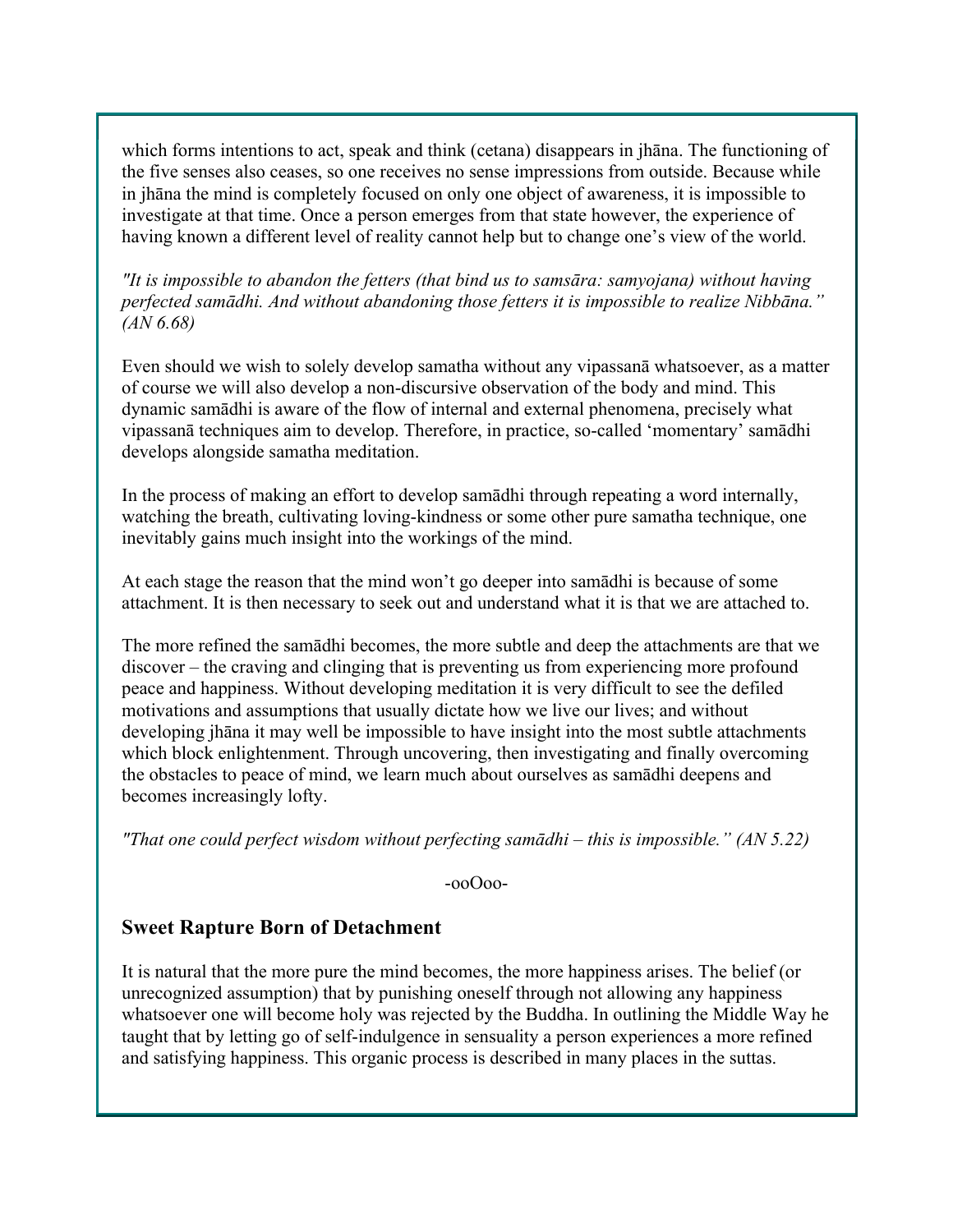which forms intentions to act, speak and think (cetana) disappears in jhāna. The functioning of the five senses also ceases, so one receives no sense impressions from outside. Because while in jhāna the mind is completely focused on only one object of awareness, it is impossible to investigate at that time. Once a person emerges from that state however, the experience of having known a different level of reality cannot help but to change one's view of the world.

*"It is impossible to abandon the fetters (that bind us to samsāra: samyojana) without having perfected samādhi. And without abandoning those fetters it is impossible to realize Nibbāna." (AN 6.68)*

Even should we wish to solely develop samatha without any vipassanā whatsoever, as a matter of course we will also develop a non-discursive observation of the body and mind. This dynamic samādhi is aware of the flow of internal and external phenomena, precisely what vipassanā techniques aim to develop. Therefore, in practice, so-called 'momentary' samādhi develops alongside samatha meditation.

In the process of making an effort to develop samādhi through repeating a word internally, watching the breath, cultivating loving-kindness or some other pure samatha technique, one inevitably gains much insight into the workings of the mind.

At each stage the reason that the mind won't go deeper into samādhi is because of some attachment. It is then necessary to seek out and understand what it is that we are attached to.

The more refined the samādhi becomes, the more subtle and deep the attachments are that we discover – the craving and clinging that is preventing us from experiencing more profound peace and happiness. Without developing meditation it is very difficult to see the defiled motivations and assumptions that usually dictate how we live our lives; and without developing jhāna it may well be impossible to have insight into the most subtle attachments which block enlightenment. Through uncovering, then investigating and finally overcoming the obstacles to peace of mind, we learn much about ourselves as samādhi deepens and becomes increasingly lofty.

*"That one could perfect wisdom without perfecting samādhi – this is impossible." (AN 5.22)*

-ooOoo-

## Sweet Rapture Born of Detachment

It is natural that the more pure the mind becomes, the more happiness arises. The belief (or unrecognized assumption) that by punishing oneself through not allowing any happiness whatsoever one will become holy was rejected by the Buddha. In outlining the Middle Way he taught that by letting go of self-indulgence in sensuality a person experiences a more refined and satisfying happiness. This organic process is described in many places in the suttas.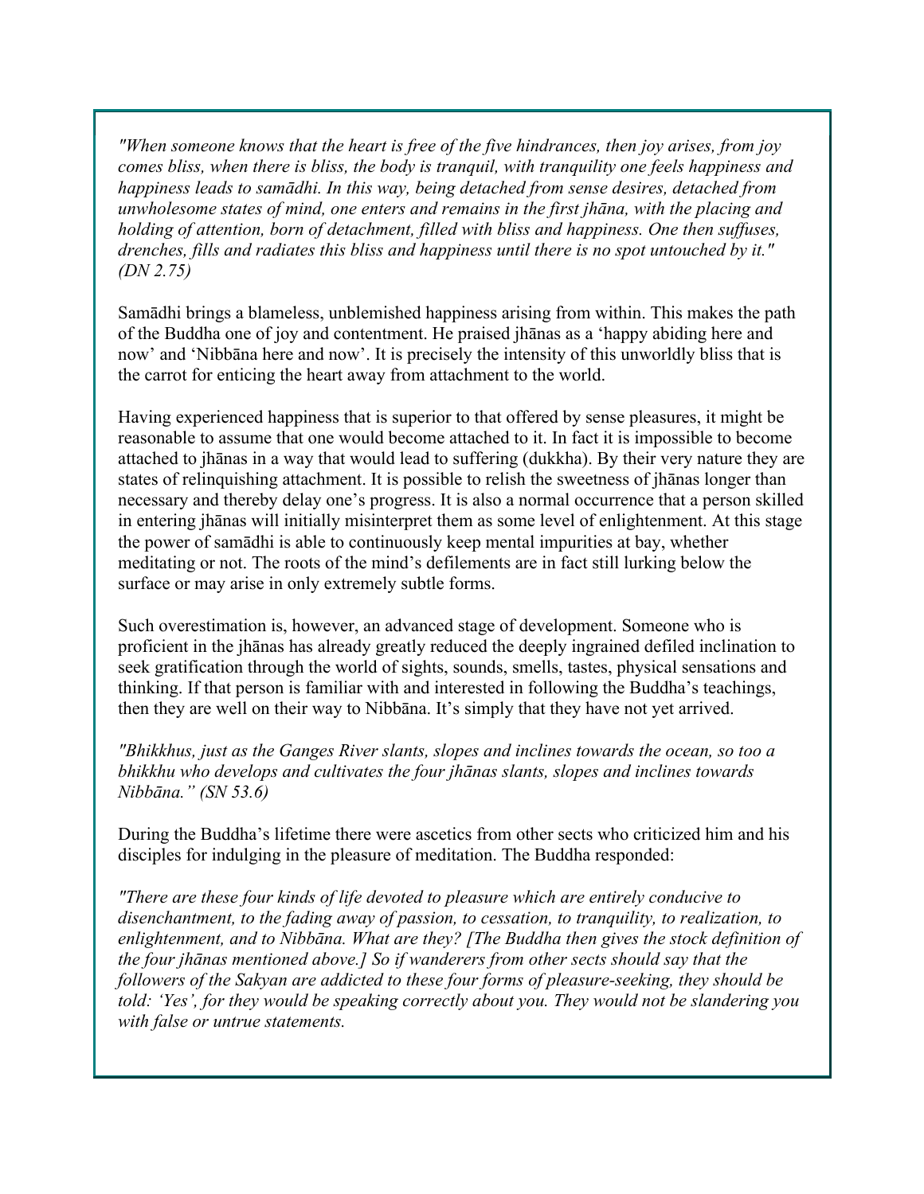*"When someone knows that the heart is free of the five hindrances, then joy arises, from joy comes bliss, when there is bliss, the body is tranquil, with tranquility one feels happiness and happiness leads to samādhi. In this way, being detached from sense desires, detached from unwholesome states of mind, one enters and remains in the first jhāna, with the placing and holding of attention, born of detachment, filled with bliss and happiness. One then suffuses, drenches, fills and radiates this bliss and happiness until there is no spot untouched by it." (DN 2.75)*

Samādhi brings a blameless, unblemished happiness arising from within. This makes the path of the Buddha one of joy and contentment. He praised jhānas as a 'happy abiding here and now' and 'Nibbāna here and now'. It is precisely the intensity of this unworldly bliss that is the carrot for enticing the heart away from attachment to the world.

Having experienced happiness that is superior to that offered by sense pleasures, it might be reasonable to assume that one would become attached to it. In fact it is impossible to become attached to jhānas in a way that would lead to suffering (dukkha). By their very nature they are states of relinquishing attachment. It is possible to relish the sweetness of jhānas longer than necessary and thereby delay one's progress. It is also a normal occurrence that a person skilled in entering jhānas will initially misinterpret them as some level of enlightenment. At this stage the power of samādhi is able to continuously keep mental impurities at bay, whether meditating or not. The roots of the mind's defilements are in fact still lurking below the surface or may arise in only extremely subtle forms.

Such overestimation is, however, an advanced stage of development. Someone who is proficient in the jhānas has already greatly reduced the deeply ingrained defiled inclination to seek gratification through the world of sights, sounds, smells, tastes, physical sensations and thinking. If that person is familiar with and interested in following the Buddha's teachings, then they are well on their way to Nibbāna. It's simply that they have not yet arrived.

*"Bhikkhus, just as the Ganges River slants, slopes and inclines towards the ocean, so too a bhikkhu who develops and cultivates the four jhānas slants, slopes and inclines towards Nibbāna." (SN 53.6)*

During the Buddha's lifetime there were ascetics from other sects who criticized him and his disciples for indulging in the pleasure of meditation. The Buddha responded:

*"There are these four kinds of life devoted to pleasure which are entirely conducive to disenchantment, to the fading away of passion, to cessation, to tranquility, to realization, to enlightenment, and to Nibbāna. What are they? [The Buddha then gives the stock definition of the four jhānas mentioned above.] So if wanderers from other sects should say that the followers of the Sakyan are addicted to these four forms of pleasure-seeking, they should be told: 'Yes', for they would be speaking correctly about you. They would not be slandering you with false or untrue statements.*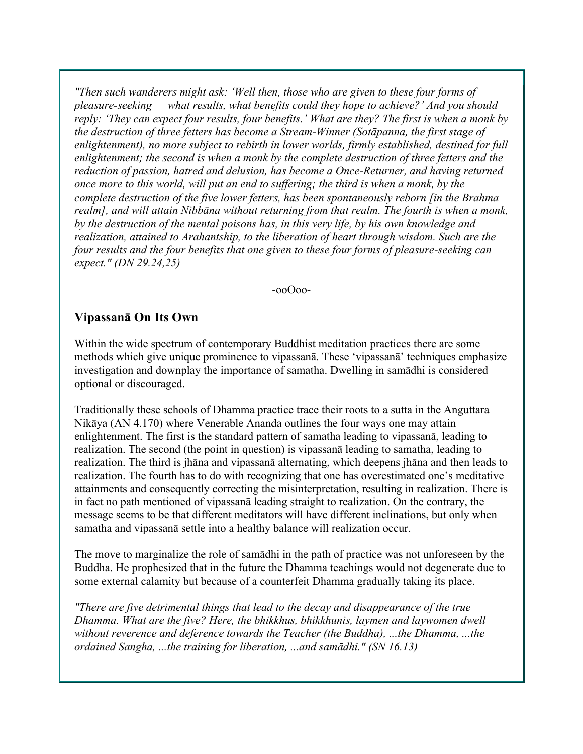*"Then such wanderers might ask: 'Well then, those who are given to these four forms of pleasure-seeking — what results, what benefits could they hope to achieve?' And you should reply: 'They can expect four results, four benefits.' What are they? The first is when a monk by the destruction of three fetters has become a Stream-Winner (Sotāpanna, the first stage of enlightenment), no more subject to rebirth in lower worlds, firmly established, destined for full enlightenment; the second is when a monk by the complete destruction of three fetters and the reduction of passion, hatred and delusion, has become a Once-Returner, and having returned once more to this world, will put an end to suffering; the third is when a monk, by the complete destruction of the five lower fetters, has been spontaneously reborn [in the Brahma realm], and will attain Nibbāna without returning from that realm. The fourth is when a monk, by the destruction of the mental poisons has, in this very life, by his own knowledge and realization, attained to Arahantship, to the liberation of heart through wisdom. Such are the four results and the four benefits that one given to these four forms of pleasure-seeking can expect." (DN 29.24,25)*

-ooOoo-

## Vipassanā On Its Own

Within the wide spectrum of contemporary Buddhist meditation practices there are some methods which give unique prominence to vipassanā. These 'vipassanā' techniques emphasize investigation and downplay the importance of samatha. Dwelling in samādhi is considered optional or discouraged.

Traditionally these schools of Dhamma practice trace their roots to a sutta in the Anguttara Nikāya (AN 4.170) where Venerable Ananda outlines the four ways one may attain enlightenment. The first is the standard pattern of samatha leading to vipassanā, leading to realization. The second (the point in question) is vipassanā leading to samatha, leading to realization. The third is jhāna and vipassanā alternating, which deepens jhāna and then leads to realization. The fourth has to do with recognizing that one has overestimated one's meditative attainments and consequently correcting the misinterpretation, resulting in realization. There is in fact no path mentioned of vipassanā leading straight to realization. On the contrary, the message seems to be that different meditators will have different inclinations, but only when samatha and vipassanā settle into a healthy balance will realization occur.

The move to marginalize the role of samādhi in the path of practice was not unforeseen by the Buddha. He prophesized that in the future the Dhamma teachings would not degenerate due to some external calamity but because of a counterfeit Dhamma gradually taking its place.

*"There are five detrimental things that lead to the decay and disappearance of the true Dhamma. What are the five? Here, the bhikkhus, bhikkhunis, laymen and laywomen dwell without reverence and deference towards the Teacher (the Buddha), ...the Dhamma, ...the ordained Sangha, ...the training for liberation, ...and samādhi." (SN 16.13)*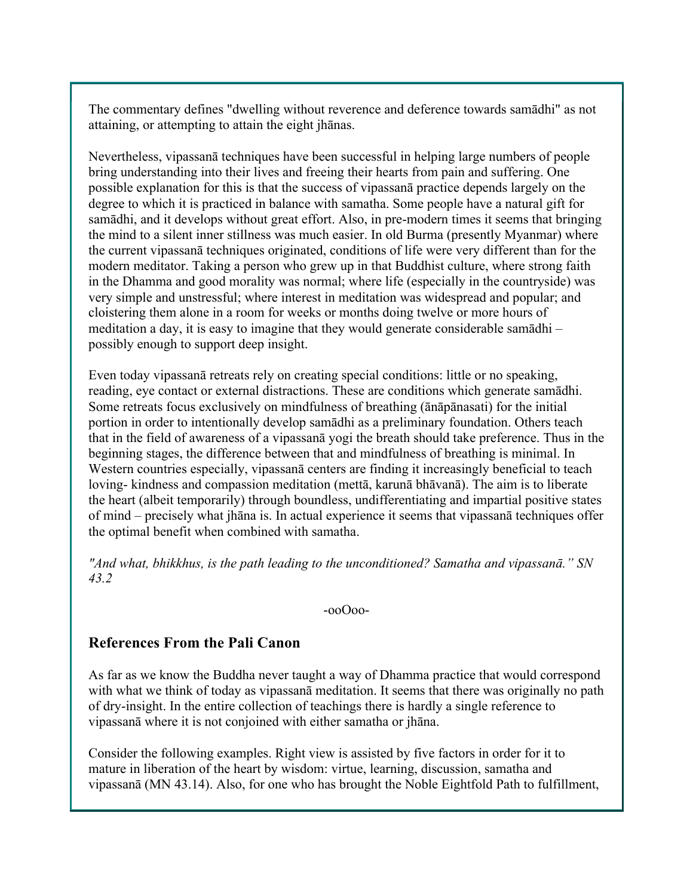The commentary defines "dwelling without reverence and deference towards samādhi" as not attaining, or attempting to attain the eight jhānas.

Nevertheless, vipassanā techniques have been successful in helping large numbers of people bring understanding into their lives and freeing their hearts from pain and suffering. One possible explanation for this is that the success of vipassanā practice depends largely on the degree to which it is practiced in balance with samatha. Some people have a natural gift for samādhi, and it develops without great effort. Also, in pre-modern times it seems that bringing the mind to a silent inner stillness was much easier. In old Burma (presently Myanmar) where the current vipassanā techniques originated, conditions of life were very different than for the modern meditator. Taking a person who grew up in that Buddhist culture, where strong faith in the Dhamma and good morality was normal; where life (especially in the countryside) was very simple and unstressful; where interest in meditation was widespread and popular; and cloistering them alone in a room for weeks or months doing twelve or more hours of meditation a day, it is easy to imagine that they would generate considerable samādhi – possibly enough to support deep insight.

Even today vipassanā retreats rely on creating special conditions: little or no speaking, reading, eye contact or external distractions. These are conditions which generate samādhi. Some retreats focus exclusively on mindfulness of breathing (ānāpānasati) for the initial portion in order to intentionally develop samādhi as a preliminary foundation. Others teach that in the field of awareness of a vipassanā yogi the breath should take preference. Thus in the beginning stages, the difference between that and mindfulness of breathing is minimal. In Western countries especially, vipassanā centers are finding it increasingly beneficial to teach loving- kindness and compassion meditation (mettā, karunā bhāvanā). The aim is to liberate the heart (albeit temporarily) through boundless, undifferentiating and impartial positive states of mind – precisely what jhāna is. In actual experience it seems that vipassanā techniques offer the optimal benefit when combined with samatha.

*"And what, bhikkhus, is the path leading to the unconditioned? Samatha and vipassanā." SN 43.2*

-ooOoo-

## References From the Pali Canon

As far as we know the Buddha never taught a way of Dhamma practice that would correspond with what we think of today as vipassanā meditation. It seems that there was originally no path of dry-insight. In the entire collection of teachings there is hardly a single reference to vipassanā where it is not conjoined with either samatha or jhāna.

Consider the following examples. Right view is assisted by five factors in order for it to mature in liberation of the heart by wisdom: virtue, learning, discussion, samatha and vipassanā (MN 43.14). Also, for one who has brought the Noble Eightfold Path to fulfillment,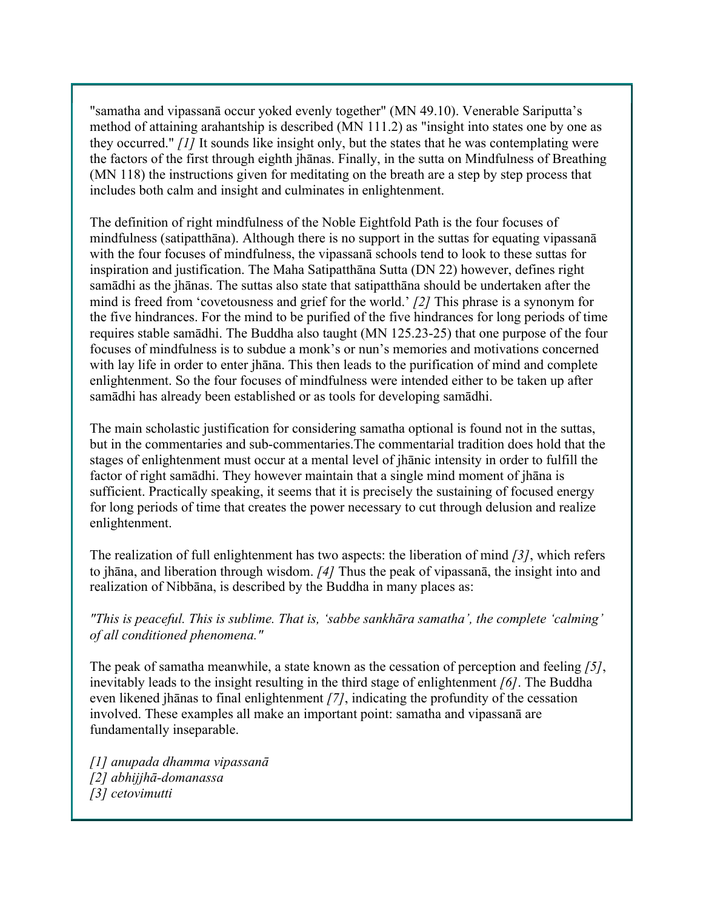"samatha and vipassanā occur yoked evenly together" (MN 49.10). Venerable Sariputta's method of attaining arahantship is described (MN 111.2) as "insight into states one by one as they occurred." *[1]* It sounds like insight only, but the states that he was contemplating were the factors of the first through eighth jhānas. Finally, in the sutta on Mindfulness of Breathing (MN 118) the instructions given for meditating on the breath are a step by step process that includes both calm and insight and culminates in enlightenment.

The definition of right mindfulness of the Noble Eightfold Path is the four focuses of mindfulness (satipatthāna). Although there is no support in the suttas for equating vipassanā with the four focuses of mindfulness, the vipassanā schools tend to look to these suttas for inspiration and justification. The Maha Satipatthāna Sutta (DN 22) however, defines right samādhi as the jhānas. The suttas also state that satipatthāna should be undertaken after the mind is freed from 'covetousness and grief for the world.' *[2]* This phrase is a synonym for the five hindrances. For the mind to be purified of the five hindrances for long periods of time requires stable samādhi. The Buddha also taught (MN 125.23-25) that one purpose of the four focuses of mindfulness is to subdue a monk's or nun's memories and motivations concerned with lay life in order to enter jhāna. This then leads to the purification of mind and complete enlightenment. So the four focuses of mindfulness were intended either to be taken up after samādhi has already been established or as tools for developing samādhi.

The main scholastic justification for considering samatha optional is found not in the suttas, but in the commentaries and sub-commentaries.The commentarial tradition does hold that the stages of enlightenment must occur at a mental level of jhānic intensity in order to fulfill the factor of right samādhi. They however maintain that a single mind moment of jhāna is sufficient. Practically speaking, it seems that it is precisely the sustaining of focused energy for long periods of time that creates the power necessary to cut through delusion and realize enlightenment.

The realization of full enlightenment has two aspects: the liberation of mind *[3]*, which refers to jhāna, and liberation through wisdom. *[4]* Thus the peak of vipassanā, the insight into and realization of Nibbāna, is described by the Buddha in many places as:

*"This is peaceful. This is sublime. That is, 'sabbe sankhāra samatha', the complete 'calming' of all conditioned phenomena."*

The peak of samatha meanwhile, a state known as the cessation of perception and feeling *[5]*, inevitably leads to the insight resulting in the third stage of enlightenment *[6]*. The Buddha even likened jhānas to final enlightenment *[7]*, indicating the profundity of the cessation involved. These examples all make an important point: samatha and vipassanā are fundamentally inseparable.

*[1] anupada dhamma vipassanā*
*[2] abhijjhā-domanassa*
*[3] cetovimutti*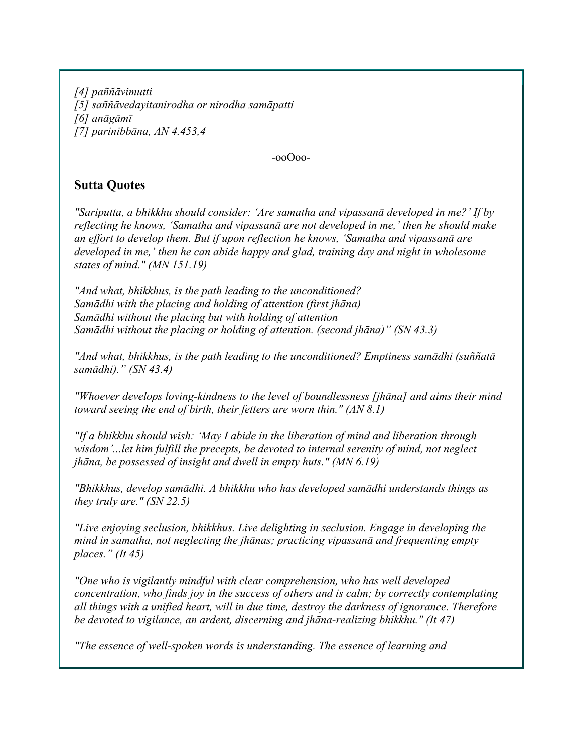*[4] paññāvimutti*
*[5] saññāvedayitanirodha or nirodha samāpatti*
*[6] anāgāmī*
*[7] parinibbāna, AN 4.453,4*

-ooOoo-

## Sutta Quotes

*"Sariputta, a bhikkhu should consider: 'Are samatha and vipassanā developed in me?' If by reflecting he knows, 'Samatha and vipassanā are not developed in me,' then he should make an effort to develop them. But if upon reflection he knows, 'Samatha and vipassanā are developed in me,' then he can abide happy and glad, training day and night in wholesome states of mind." (MN 151.19)*

*"And what, bhikkhus, is the path leading to the unconditioned?*
*Samādhi with the placing and holding of attention (first jhāna)*
*Samādhi without the placing but with holding of attention*
*Samādhi without the placing or holding of attention. (second jhāna)" (SN 43.3)*

*"And what, bhikkhus, is the path leading to the unconditioned? Emptiness samādhi (suññatā samādhi)." (SN 43.4)*

*"Whoever develops loving-kindness to the level of boundlessness [jhāna] and aims their mind toward seeing the end of birth, their fetters are worn thin." (AN 8.1)*

*"If a bhikkhu should wish: 'May I abide in the liberation of mind and liberation through wisdom'...let him fulfill the precepts, be devoted to internal serenity of mind, not neglect jhāna, be possessed of insight and dwell in empty huts." (MN 6.19)*

*"Bhikkhus, develop samādhi. A bhikkhu who has developed samādhi understands things as they truly are." (SN 22.5)*

*"Live enjoying seclusion, bhikkhus. Live delighting in seclusion. Engage in developing the mind in samatha, not neglecting the jhānas; practicing vipassanā and frequenting empty places." (It 45)*

*"One who is vigilantly mindful with clear comprehension, who has well developed concentration, who finds joy in the success of others and is calm; by correctly contemplating all things with a unified heart, will in due time, destroy the darkness of ignorance. Therefore be devoted to vigilance, an ardent, discerning and jhāna-realizing bhikkhu." (It 47)*

*"The essence of well-spoken words is understanding. The essence of learning and*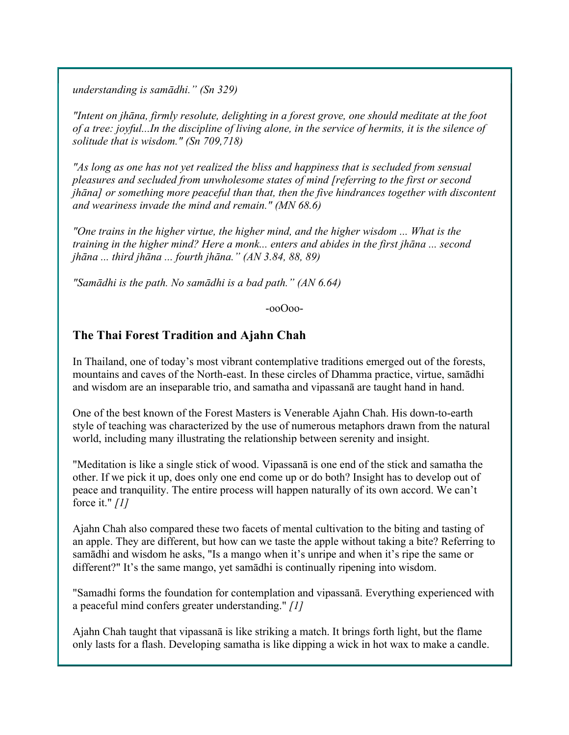*understanding is samādhi." (Sn 329)*

*"Intent on jhāna, firmly resolute, delighting in a forest grove, one should meditate at the foot of a tree: joyful...In the discipline of living alone, in the service of hermits, it is the silence of solitude that is wisdom." (Sn 709,718)*

*"As long as one has not yet realized the bliss and happiness that is secluded from sensual pleasures and secluded from unwholesome states of mind [referring to the first or second jhāna] or something more peaceful than that, then the five hindrances together with discontent and weariness invade the mind and remain." (MN 68.6)*

*"One trains in the higher virtue, the higher mind, and the higher wisdom ... What is the training in the higher mind? Here a monk... enters and abides in the first jhāna ... second jhāna ... third jhāna ... fourth jhāna." (AN 3.84, 88, 89)*

*"Samādhi is the path. No samādhi is a bad path." (AN 6.64)*

-ooOoo-

## The Thai Forest Tradition and Ajahn Chah

In Thailand, one of today's most vibrant contemplative traditions emerged out of the forests, mountains and caves of the North-east. In these circles of Dhamma practice, virtue, samādhi and wisdom are an inseparable trio, and samatha and vipassanā are taught hand in hand.

One of the best known of the Forest Masters is Venerable Ajahn Chah. His down-to-earth style of teaching was characterized by the use of numerous metaphors drawn from the natural world, including many illustrating the relationship between serenity and insight.

"Meditation is like a single stick of wood. Vipassanā is one end of the stick and samatha the other. If we pick it up, does only one end come up or do both? Insight has to develop out of peace and tranquility. The entire process will happen naturally of its own accord. We can't force it." *[1]*

Ajahn Chah also compared these two facets of mental cultivation to the biting and tasting of an apple. They are different, but how can we taste the apple without taking a bite? Referring to samādhi and wisdom he asks, "Is a mango when it's unripe and when it's ripe the same or different?" It's the same mango, yet samādhi is continually ripening into wisdom.

"Samadhi forms the foundation for contemplation and vipassanā. Everything experienced with a peaceful mind confers greater understanding." *[1]*

Ajahn Chah taught that vipassanā is like striking a match. It brings forth light, but the flame only lasts for a flash. Developing samatha is like dipping a wick in hot wax to make a candle.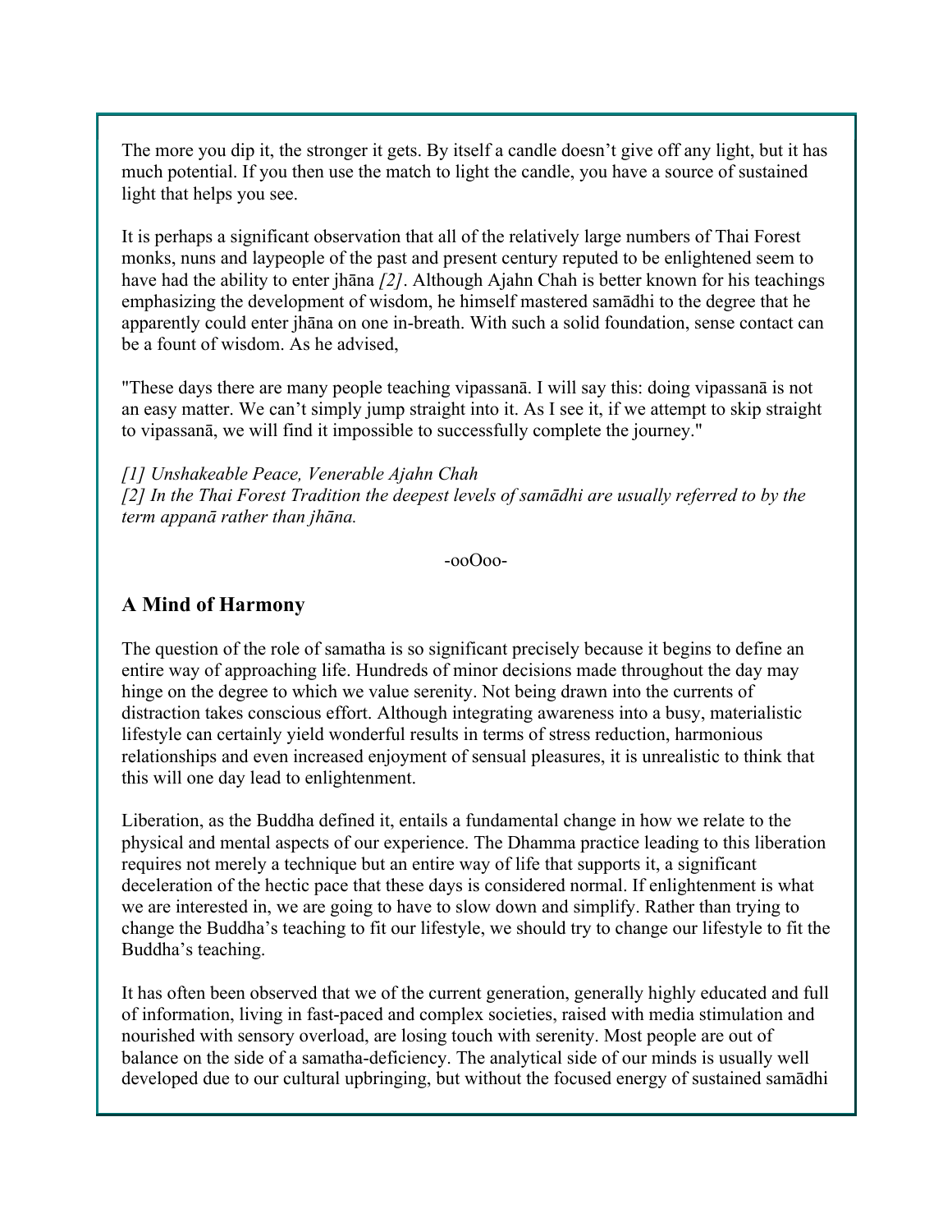The more you dip it, the stronger it gets. By itself a candle doesn't give off any light, but it has much potential. If you then use the match to light the candle, you have a source of sustained light that helps you see.

It is perhaps a significant observation that all of the relatively large numbers of Thai Forest monks, nuns and laypeople of the past and present century reputed to be enlightened seem to have had the ability to enter jhāna *[2]*. Although Ajahn Chah is better known for his teachings emphasizing the development of wisdom, he himself mastered samādhi to the degree that he apparently could enter jhāna on one in-breath. With such a solid foundation, sense contact can be a fount of wisdom. As he advised,

"These days there are many people teaching vipassanā. I will say this: doing vipassanā is not an easy matter. We can't simply jump straight into it. As I see it, if we attempt to skip straight to vipassanā, we will find it impossible to successfully complete the journey."

*[1] Unshakeable Peace, Venerable Ajahn Chah*
*[2] In the Thai Forest Tradition the deepest levels of samādhi are usually referred to by the term appanā rather than jhāna.*

-ooOoo-

## A Mind of Harmony

The question of the role of samatha is so significant precisely because it begins to define an entire way of approaching life. Hundreds of minor decisions made throughout the day may hinge on the degree to which we value serenity. Not being drawn into the currents of distraction takes conscious effort. Although integrating awareness into a busy, materialistic lifestyle can certainly yield wonderful results in terms of stress reduction, harmonious relationships and even increased enjoyment of sensual pleasures, it is unrealistic to think that this will one day lead to enlightenment.

Liberation, as the Buddha defined it, entails a fundamental change in how we relate to the physical and mental aspects of our experience. The Dhamma practice leading to this liberation requires not merely a technique but an entire way of life that supports it, a significant deceleration of the hectic pace that these days is considered normal. If enlightenment is what we are interested in, we are going to have to slow down and simplify. Rather than trying to change the Buddha's teaching to fit our lifestyle, we should try to change our lifestyle to fit the Buddha's teaching.

It has often been observed that we of the current generation, generally highly educated and full of information, living in fast-paced and complex societies, raised with media stimulation and nourished with sensory overload, are losing touch with serenity. Most people are out of balance on the side of a samatha-deficiency. The analytical side of our minds is usually well developed due to our cultural upbringing, but without the focused energy of sustained samādhi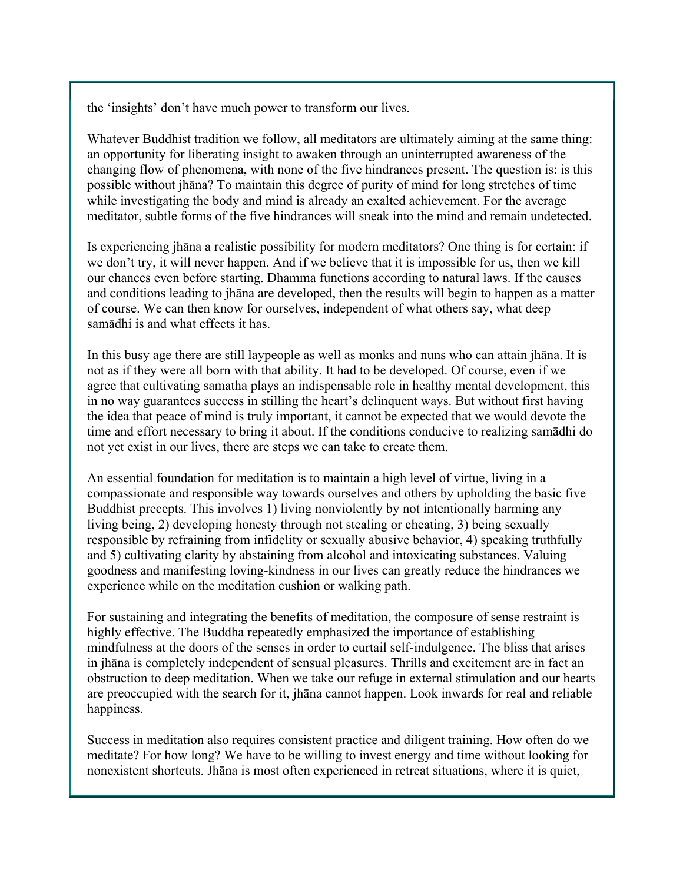the 'insights' don't have much power to transform our lives.

Whatever Buddhist tradition we follow, all meditators are ultimately aiming at the same thing: an opportunity for liberating insight to awaken through an uninterrupted awareness of the changing flow of phenomena, with none of the five hindrances present. The question is: is this possible without jhāna? To maintain this degree of purity of mind for long stretches of time while investigating the body and mind is already an exalted achievement. For the average meditator, subtle forms of the five hindrances will sneak into the mind and remain undetected.

Is experiencing jhāna a realistic possibility for modern meditators? One thing is for certain: if we don't try, it will never happen. And if we believe that it is impossible for us, then we kill our chances even before starting. Dhamma functions according to natural laws. If the causes and conditions leading to jhāna are developed, then the results will begin to happen as a matter of course. We can then know for ourselves, independent of what others say, what deep samādhi is and what effects it has.

In this busy age there are still laypeople as well as monks and nuns who can attain jhāna. It is not as if they were all born with that ability. It had to be developed. Of course, even if we agree that cultivating samatha plays an indispensable role in healthy mental development, this in no way guarantees success in stilling the heart's delinquent ways. But without first having the idea that peace of mind is truly important, it cannot be expected that we would devote the time and effort necessary to bring it about. If the conditions conducive to realizing samādhi do not yet exist in our lives, there are steps we can take to create them.

An essential foundation for meditation is to maintain a high level of virtue, living in a compassionate and responsible way towards ourselves and others by upholding the basic five Buddhist precepts. This involves 1) living nonviolently by not intentionally harming any living being, 2) developing honesty through not stealing or cheating, 3) being sexually responsible by refraining from infidelity or sexually abusive behavior, 4) speaking truthfully and 5) cultivating clarity by abstaining from alcohol and intoxicating substances. Valuing goodness and manifesting loving-kindness in our lives can greatly reduce the hindrances we experience while on the meditation cushion or walking path.

For sustaining and integrating the benefits of meditation, the composure of sense restraint is highly effective. The Buddha repeatedly emphasized the importance of establishing mindfulness at the doors of the senses in order to curtail self-indulgence. The bliss that arises in jhāna is completely independent of sensual pleasures. Thrills and excitement are in fact an obstruction to deep meditation. When we take our refuge in external stimulation and our hearts are preoccupied with the search for it, jhāna cannot happen. Look inwards for real and reliable happiness.

Success in meditation also requires consistent practice and diligent training. How often do we meditate? For how long? We have to be willing to invest energy and time without looking for nonexistent shortcuts. Jhāna is most often experienced in retreat situations, where it is quiet,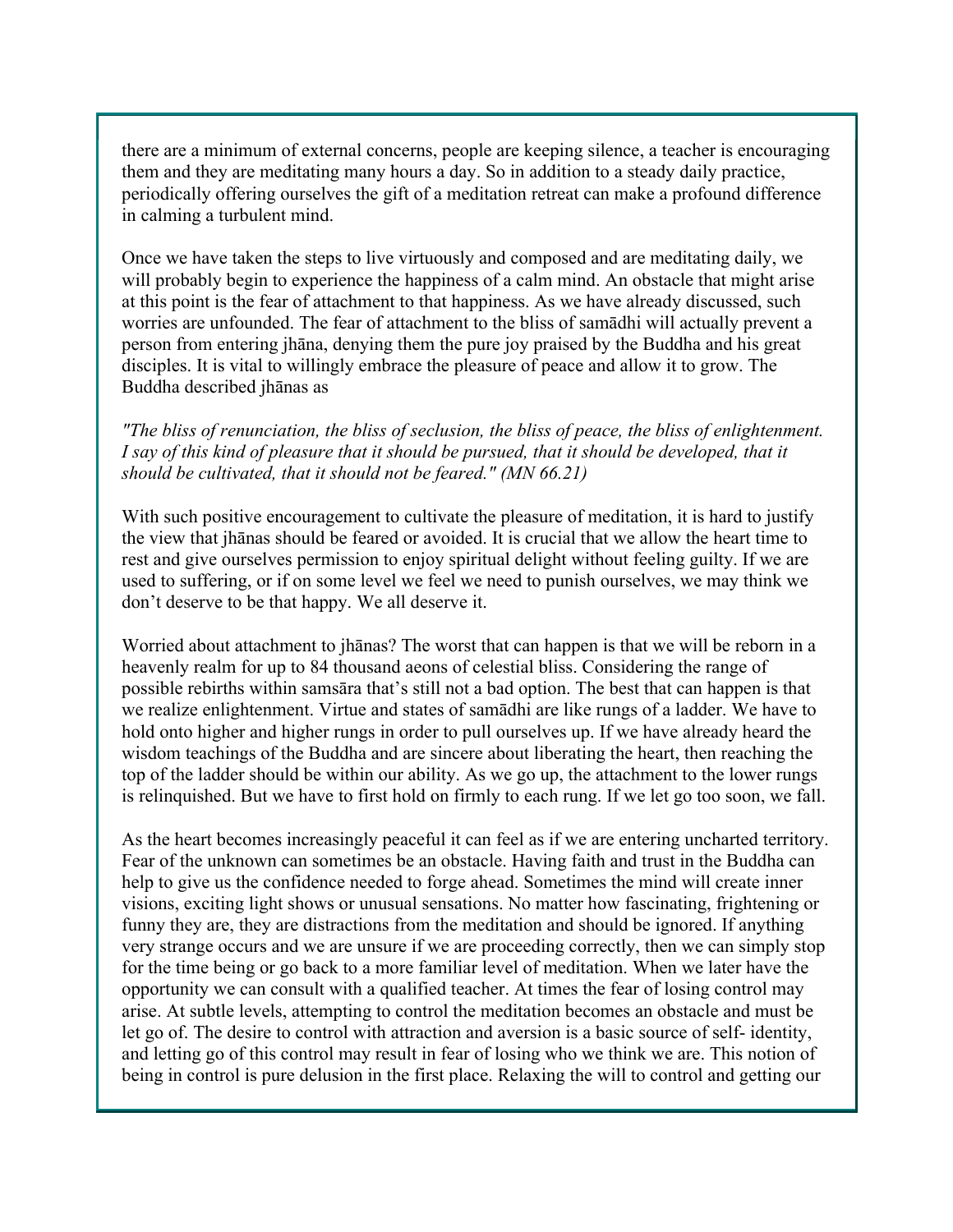there are a minimum of external concerns, people are keeping silence, a teacher is encouraging them and they are meditating many hours a day. So in addition to a steady daily practice, periodically offering ourselves the gift of a meditation retreat can make a profound difference in calming a turbulent mind.

Once we have taken the steps to live virtuously and composed and are meditating daily, we will probably begin to experience the happiness of a calm mind. An obstacle that might arise at this point is the fear of attachment to that happiness. As we have already discussed, such worries are unfounded. The fear of attachment to the bliss of samādhi will actually prevent a person from entering jhāna, denying them the pure joy praised by the Buddha and his great disciples. It is vital to willingly embrace the pleasure of peace and allow it to grow. The Buddha described jhānas as

*"The bliss of renunciation, the bliss of seclusion, the bliss of peace, the bliss of enlightenment. I say of this kind of pleasure that it should be pursued, that it should be developed, that it should be cultivated, that it should not be feared." (MN 66.21)*

With such positive encouragement to cultivate the pleasure of meditation, it is hard to justify the view that jhānas should be feared or avoided. It is crucial that we allow the heart time to rest and give ourselves permission to enjoy spiritual delight without feeling guilty. If we are used to suffering, or if on some level we feel we need to punish ourselves, we may think we don't deserve to be that happy. We all deserve it.

Worried about attachment to jhānas? The worst that can happen is that we will be reborn in a heavenly realm for up to 84 thousand aeons of celestial bliss. Considering the range of possible rebirths within samsāra that's still not a bad option. The best that can happen is that we realize enlightenment. Virtue and states of samādhi are like rungs of a ladder. We have to hold onto higher and higher rungs in order to pull ourselves up. If we have already heard the wisdom teachings of the Buddha and are sincere about liberating the heart, then reaching the top of the ladder should be within our ability. As we go up, the attachment to the lower rungs is relinquished. But we have to first hold on firmly to each rung. If we let go too soon, we fall.

As the heart becomes increasingly peaceful it can feel as if we are entering uncharted territory. Fear of the unknown can sometimes be an obstacle. Having faith and trust in the Buddha can help to give us the confidence needed to forge ahead. Sometimes the mind will create inner visions, exciting light shows or unusual sensations. No matter how fascinating, frightening or funny they are, they are distractions from the meditation and should be ignored. If anything very strange occurs and we are unsure if we are proceeding correctly, then we can simply stop for the time being or go back to a more familiar level of meditation. When we later have the opportunity we can consult with a qualified teacher. At times the fear of losing control may arise. At subtle levels, attempting to control the meditation becomes an obstacle and must be let go of. The desire to control with attraction and aversion is a basic source of self- identity, and letting go of this control may result in fear of losing who we think we are. This notion of being in control is pure delusion in the first place. Relaxing the will to control and getting our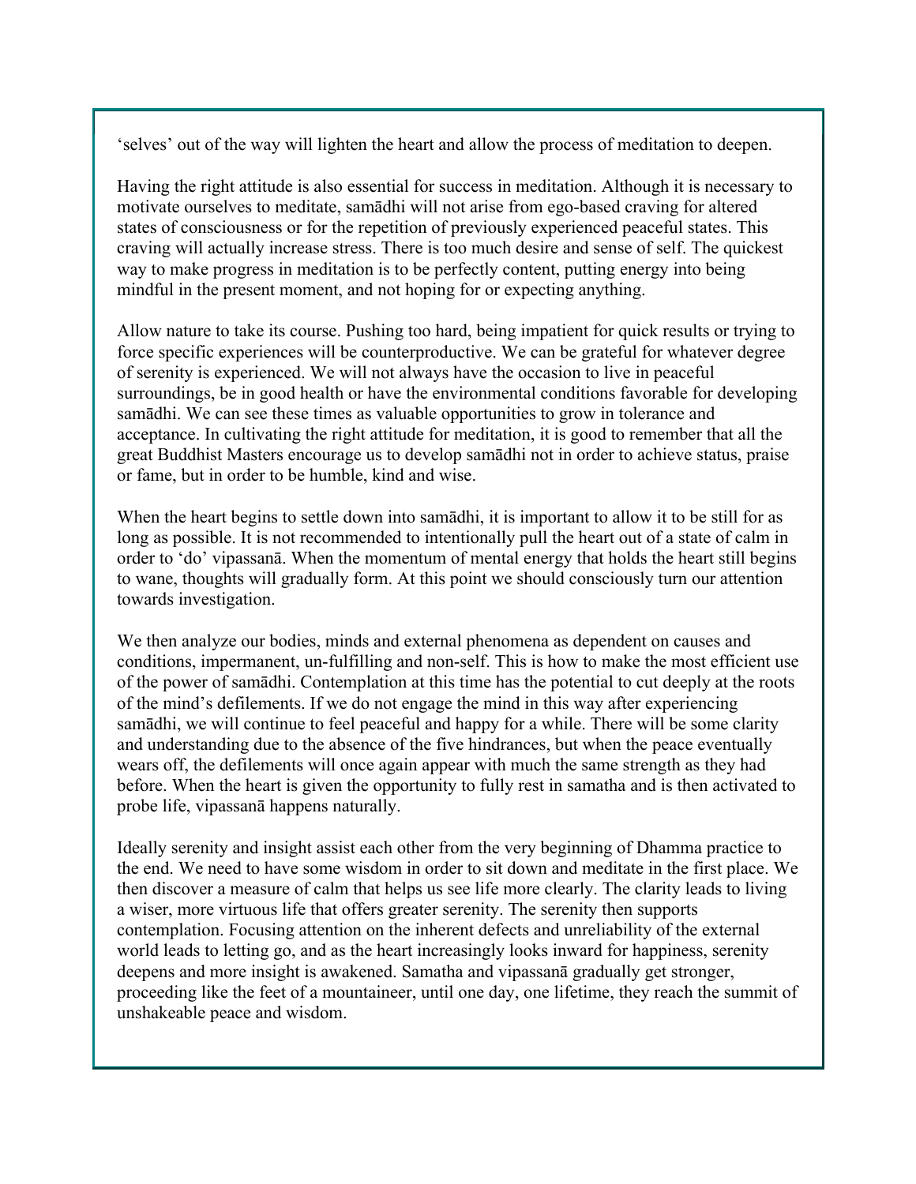'selves' out of the way will lighten the heart and allow the process of meditation to deepen.

Having the right attitude is also essential for success in meditation. Although it is necessary to motivate ourselves to meditate, samādhi will not arise from ego-based craving for altered states of consciousness or for the repetition of previously experienced peaceful states. This craving will actually increase stress. There is too much desire and sense of self. The quickest way to make progress in meditation is to be perfectly content, putting energy into being mindful in the present moment, and not hoping for or expecting anything.

Allow nature to take its course. Pushing too hard, being impatient for quick results or trying to force specific experiences will be counterproductive. We can be grateful for whatever degree of serenity is experienced. We will not always have the occasion to live in peaceful surroundings, be in good health or have the environmental conditions favorable for developing samādhi. We can see these times as valuable opportunities to grow in tolerance and acceptance. In cultivating the right attitude for meditation, it is good to remember that all the great Buddhist Masters encourage us to develop samādhi not in order to achieve status, praise or fame, but in order to be humble, kind and wise.

When the heart begins to settle down into samādhi, it is important to allow it to be still for as long as possible. It is not recommended to intentionally pull the heart out of a state of calm in order to 'do' vipassanā. When the momentum of mental energy that holds the heart still begins to wane, thoughts will gradually form. At this point we should consciously turn our attention towards investigation.

We then analyze our bodies, minds and external phenomena as dependent on causes and conditions, impermanent, un-fulfilling and non-self. This is how to make the most efficient use of the power of samādhi. Contemplation at this time has the potential to cut deeply at the roots of the mind's defilements. If we do not engage the mind in this way after experiencing samādhi, we will continue to feel peaceful and happy for a while. There will be some clarity and understanding due to the absence of the five hindrances, but when the peace eventually wears off, the defilements will once again appear with much the same strength as they had before. When the heart is given the opportunity to fully rest in samatha and is then activated to probe life, vipassanā happens naturally.

Ideally serenity and insight assist each other from the very beginning of Dhamma practice to the end. We need to have some wisdom in order to sit down and meditate in the first place. We then discover a measure of calm that helps us see life more clearly. The clarity leads to living a wiser, more virtuous life that offers greater serenity. The serenity then supports contemplation. Focusing attention on the inherent defects and unreliability of the external world leads to letting go, and as the heart increasingly looks inward for happiness, serenity deepens and more insight is awakened. Samatha and vipassanā gradually get stronger, proceeding like the feet of a mountaineer, until one day, one lifetime, they reach the summit of unshakeable peace and wisdom.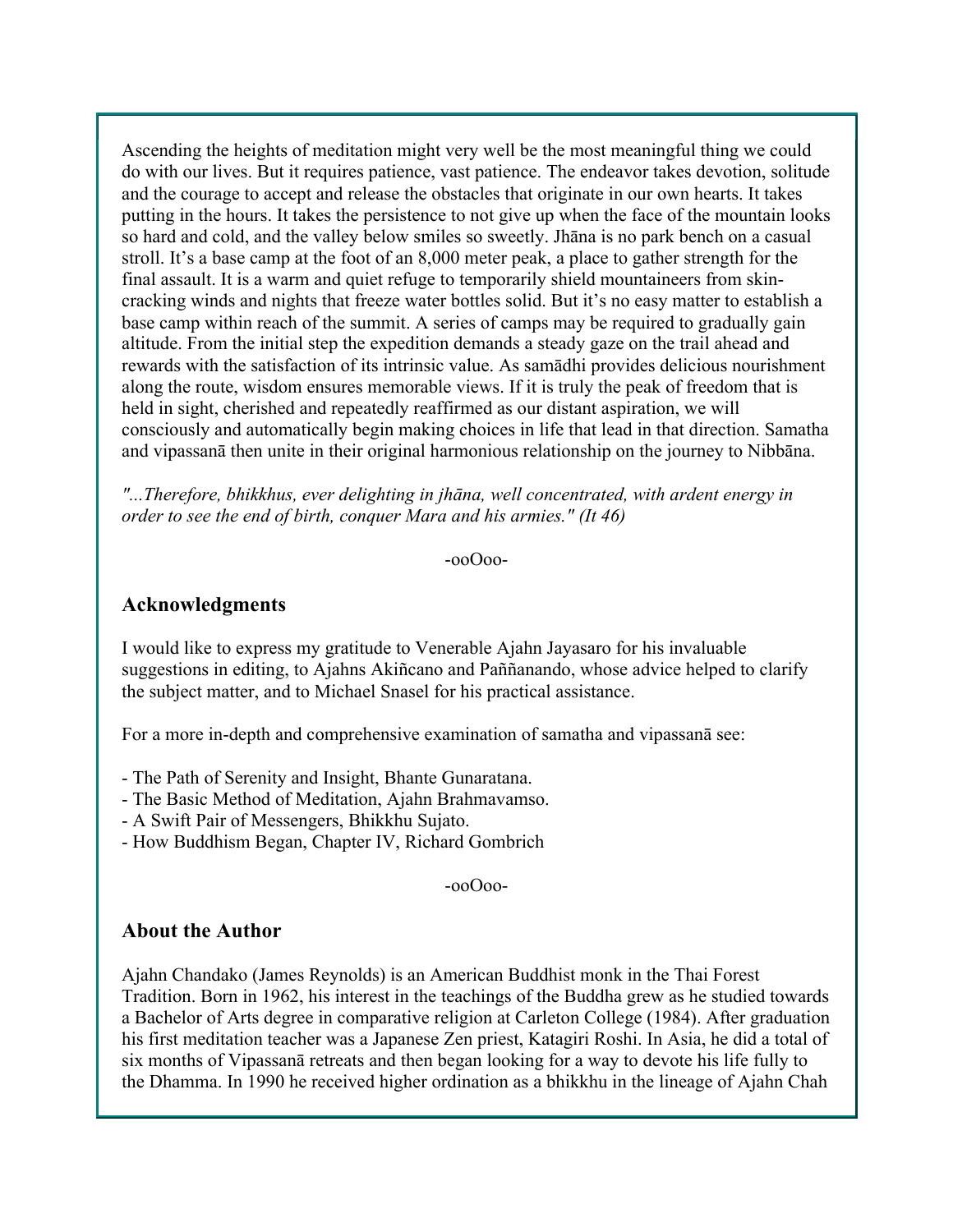Ascending the heights of meditation might very well be the most meaningful thing we could do with our lives. But it requires patience, vast patience. The endeavor takes devotion, solitude and the courage to accept and release the obstacles that originate in our own hearts. It takes putting in the hours. It takes the persistence to not give up when the face of the mountain looks so hard and cold, and the valley below smiles so sweetly. Jhāna is no park bench on a casual stroll. It's a base camp at the foot of an 8,000 meter peak, a place to gather strength for the final assault. It is a warm and quiet refuge to temporarily shield mountaineers from skin-cracking winds and nights that freeze water bottles solid. But it's no easy matter to establish a base camp within reach of the summit. A series of camps may be required to gradually gain altitude. From the initial step the expedition demands a steady gaze on the trail ahead and rewards with the satisfaction of its intrinsic value. As samādhi provides delicious nourishment along the route, wisdom ensures memorable views. If it is truly the peak of freedom that is held in sight, cherished and repeatedly reaffirmed as our distant aspiration, we will consciously and automatically begin making choices in life that lead in that direction. Samatha and vipassanā then unite in their original harmonious relationship on the journey to Nibbāna.

*"...Therefore, bhikkhus, ever delighting in jhāna, well concentrated, with ardent energy in order to see the end of birth, conquer Mara and his armies." (It 46)*

-ooOoo-

## Acknowledgments

I would like to express my gratitude to Venerable Ajahn Jayasaro for his invaluable suggestions in editing, to Ajahns Akiñcano and Paññanando, whose advice helped to clarify the subject matter, and to Michael Snasel for his practical assistance.

For a more in-depth and comprehensive examination of samatha and vipassanā see:

- The Path of Serenity and Insight, Bhante Gunaratana.
- The Basic Method of Meditation, Ajahn Brahmavamso.
- A Swift Pair of Messengers, Bhikkhu Sujato.
- How Buddhism Began, Chapter IV, Richard Gombrich

-ooOoo-

## About the Author

Ajahn Chandako (James Reynolds) is an American Buddhist monk in the Thai Forest Tradition. Born in 1962, his interest in the teachings of the Buddha grew as he studied towards a Bachelor of Arts degree in comparative religion at Carleton College (1984). After graduation his first meditation teacher was a Japanese Zen priest, Katagiri Roshi. In Asia, he did a total of six months of Vipassanā retreats and then began looking for a way to devote his life fully to the Dhamma. In 1990 he received higher ordination as a bhikkhu in the lineage of Ajahn Chah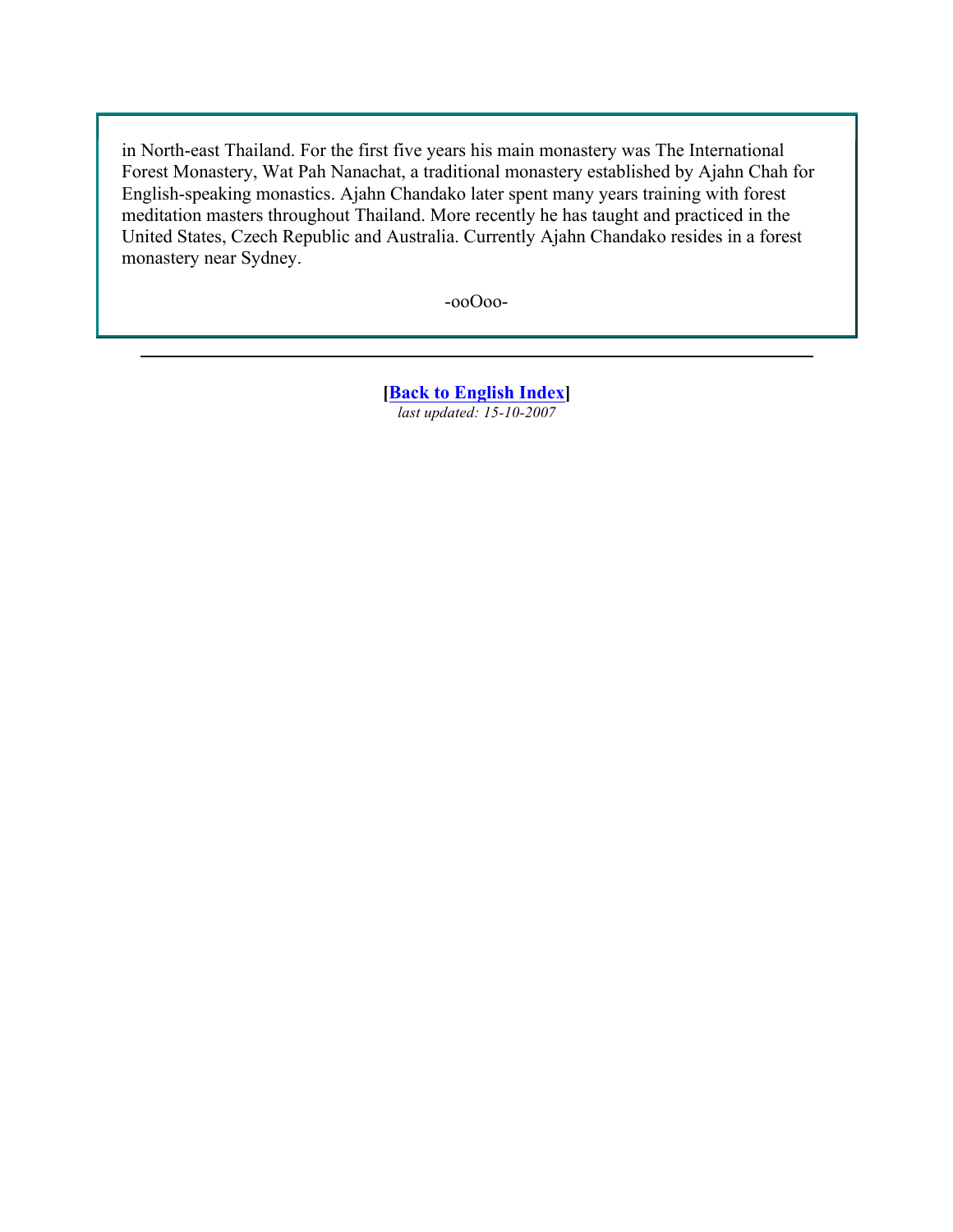in North-east Thailand. For the first five years his main monastery was The International Forest Monastery, Wat Pah Nanachat, a traditional monastery established by Ajahn Chah for English-speaking monastics. Ajahn Chandako later spent many years training with forest meditation masters throughout Thailand. More recently he has taught and practiced in the United States, Czech Republic and Australia. Currently Ajahn Chandako resides in a forest monastery near Sydney.

-ooOoo-

---

**[Back to English Index]**

*last updated: 15-10-2007*